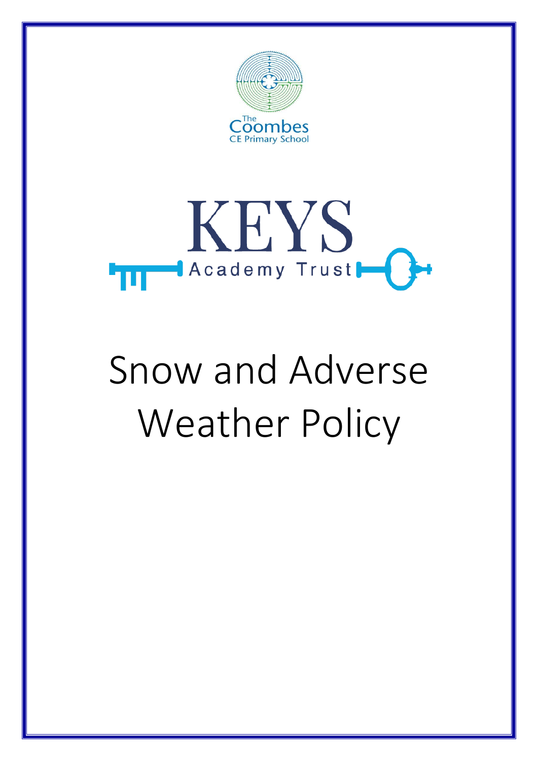The Coombes CE Primary School

KEYS Academy Trust

# Snow and Adverse Weather Policy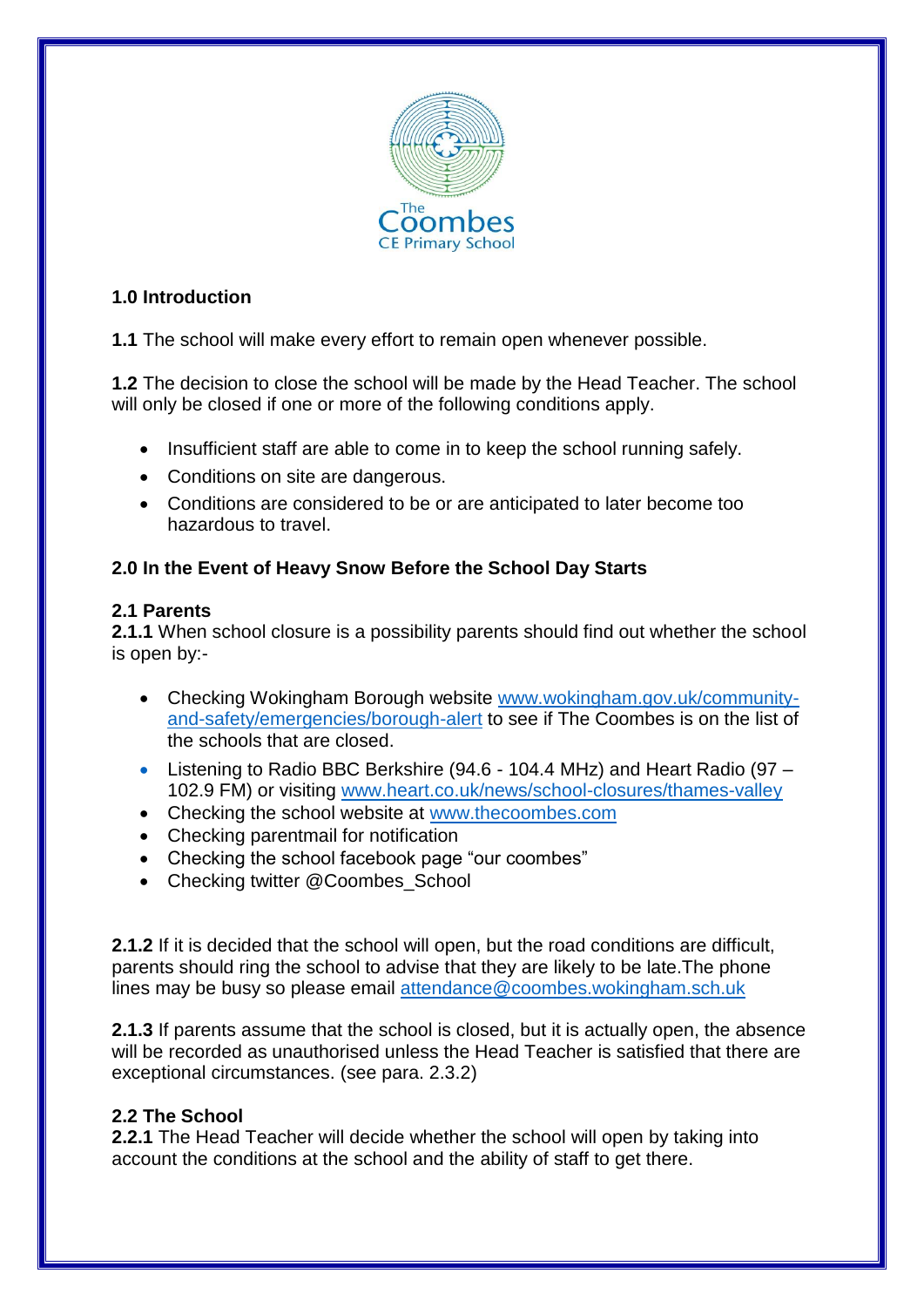The Coombes CE Primary School

## 1.0 Introduction

**1.1** The school will make every effort to remain open whenever possible.

**1.2** The decision to close the school will be made by the Head Teacher. The school will only be closed if one or more of the following conditions apply.

- Insufficient staff are able to come in to keep the school running safely.
- Conditions on site are dangerous.
- Conditions are considered to be or are anticipated to later become too hazardous to travel.

## 2.0 In the Event of Heavy Snow Before the School Day Starts

### 2.1 Parents

**2.1.1** When school closure is a possibility parents should find out whether the school is open by:-

- Checking Wokingham Borough website www.wokingham.gov.uk/community-and-safety/emergencies/borough-alert to see if The Coombes is on the list of the schools that are closed.
- Listening to Radio BBC Berkshire (94.6 - 104.4 MHz) and Heart Radio (97 – 102.9 FM) or visiting www.heart.co.uk/news/school-closures/thames-valley
- Checking the school website at www.thecoombes.com
- Checking parentmail for notification
- Checking the school facebook page "our coombes"
- Checking twitter @Coombes_School

**2.1.2** If it is decided that the school will open, but the road conditions are difficult, parents should ring the school to advise that they are likely to be late.The phone lines may be busy so please email attendance@coombes.wokingham.sch.uk

**2.1.3** If parents assume that the school is closed, but it is actually open, the absence will be recorded as unauthorised unless the Head Teacher is satisfied that there are exceptional circumstances. (see para. 2.3.2)

### 2.2 The School

**2.2.1** The Head Teacher will decide whether the school will open by taking into account the conditions at the school and the ability of staff to get there.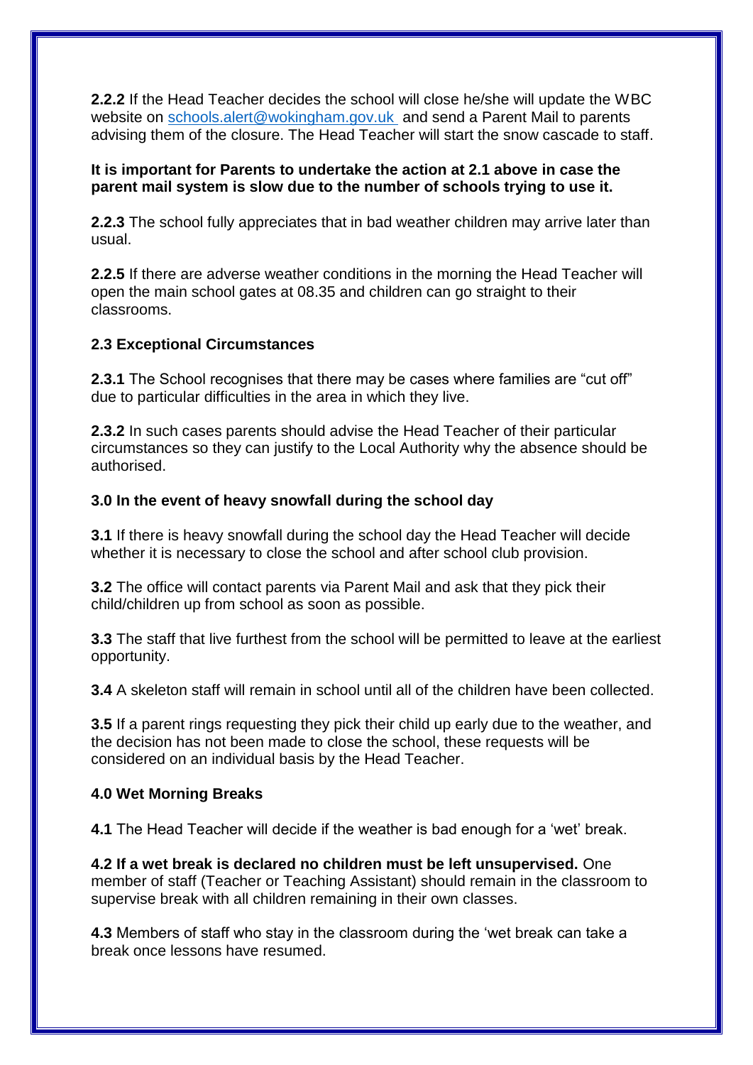**2.2.2** If the Head Teacher decides the school will close he/she will update the WBC website on [schools.alert@wokingham.gov.uk](mailto:schools.alert@wokingham.gov.uk) and send a Parent Mail to parents advising them of the closure. The Head Teacher will start the snow cascade to staff.

**It is important for Parents to undertake the action at 2.1 above in case the parent mail system is slow due to the number of schools trying to use it.**

**2.2.3** The school fully appreciates that in bad weather children may arrive later than usual.

**2.2.5** If there are adverse weather conditions in the morning the Head Teacher will open the main school gates at 08.35 and children can go straight to their classrooms.

### 2.3 Exceptional Circumstances

**2.3.1** The School recognises that there may be cases where families are "cut off" due to particular difficulties in the area in which they live.

**2.3.2** In such cases parents should advise the Head Teacher of their particular circumstances so they can justify to the Local Authority why the absence should be authorised.

## 3.0 In the event of heavy snowfall during the school day

**3.1** If there is heavy snowfall during the school day the Head Teacher will decide whether it is necessary to close the school and after school club provision.

**3.2** The office will contact parents via Parent Mail and ask that they pick their child/children up from school as soon as possible.

**3.3** The staff that live furthest from the school will be permitted to leave at the earliest opportunity.

**3.4** A skeleton staff will remain in school until all of the children have been collected.

**3.5** If a parent rings requesting they pick their child up early due to the weather, and the decision has not been made to close the school, these requests will be considered on an individual basis by the Head Teacher.

## 4.0 Wet Morning Breaks

**4.1** The Head Teacher will decide if the weather is bad enough for a 'wet' break.

**4.2 If a wet break is declared no children must be left unsupervised.** One member of staff (Teacher or Teaching Assistant) should remain in the classroom to supervise break with all children remaining in their own classes.

**4.3** Members of staff who stay in the classroom during the 'wet break can take a break once lessons have resumed.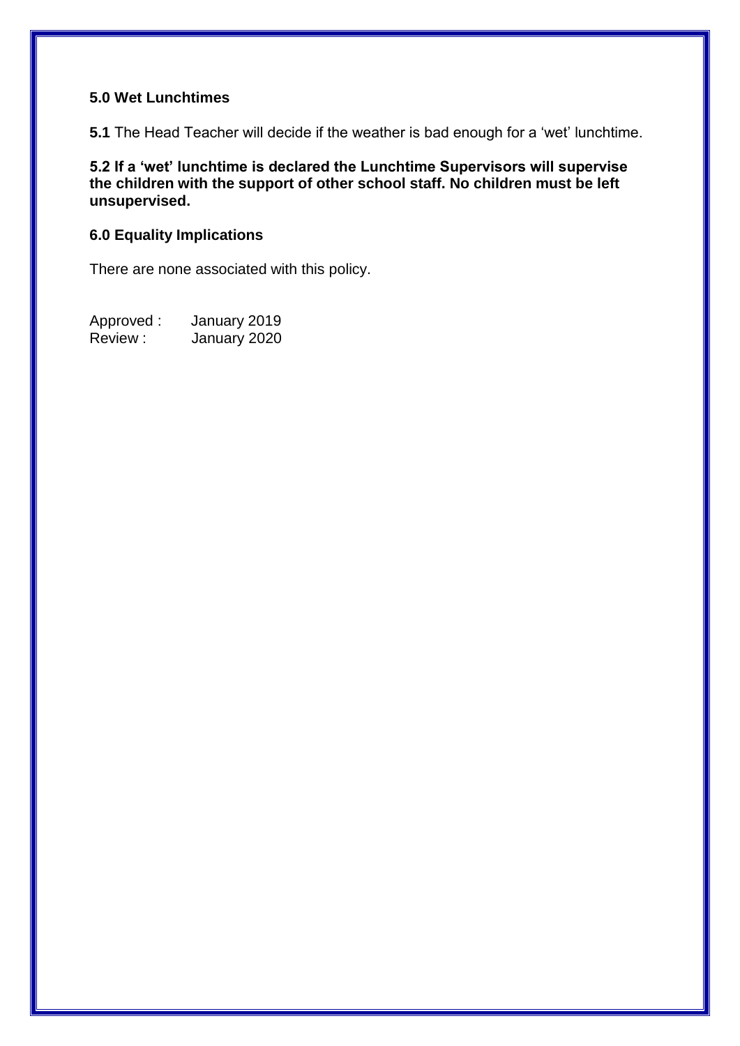### 5.0 Wet Lunchtimes

**5.1** The Head Teacher will decide if the weather is bad enough for a 'wet' lunchtime.

**5.2 If a 'wet' lunchtime is declared the Lunchtime Supervisors will supervise the children with the support of other school staff. No children must be left unsupervised.**

### 6.0 Equality Implications

There are none associated with this policy.

Approved : January 2019
Review : January 2020